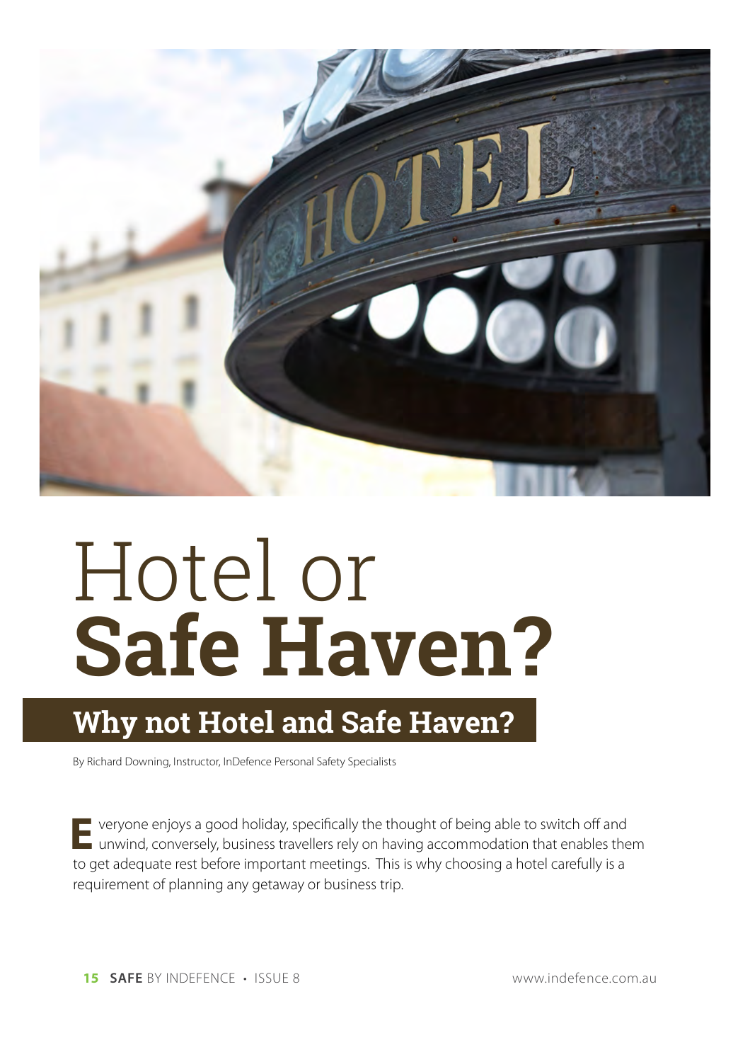# Hotel or **Safe Haven?**

## Why not Hotel and Safe Haven?

By Richard Downing, Instructor, InDefence Personal Safety Specialists

Everyone enjoys a good holiday, specifically the thought of being able to switch off and unwind, conversely, business travellers rely on having accommodation that enables them to get adequate rest before important meetings. This is why choosing a hotel carefully is a requirement of planning any getaway or business trip.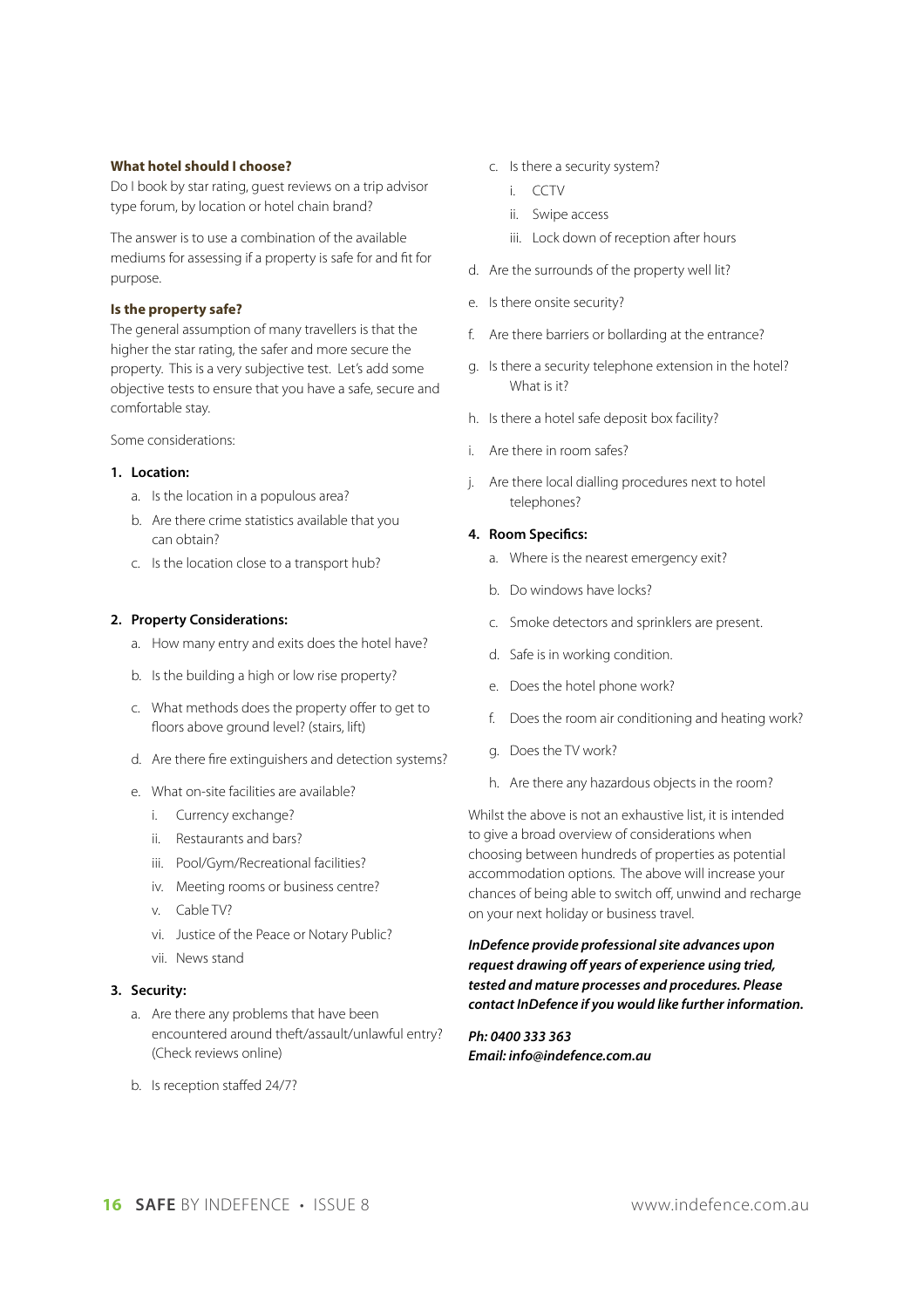**What hotel should I choose?**

Do I book by star rating, guest reviews on a trip advisor type forum, by location or hotel chain brand?

The answer is to use a combination of the available mediums for assessing if a property is safe for and fit for purpose.

**Is the property safe?**

The general assumption of many travellers is that the higher the star rating, the safer and more secure the property. This is a very subjective test. Let's add some objective tests to ensure that you have a safe, secure and comfortable stay.

Some considerations:

1. **Location:**
   a. Is the location in a populous area?
   b. Are there crime statistics available that you can obtain?
   c. Is the location close to a transport hub?

2. **Property Considerations:**
   a. How many entry and exits does the hotel have?
   b. Is the building a high or low rise property?
   c. What methods does the property offer to get to floors above ground level? (stairs, lift)
   d. Are there fire extinguishers and detection systems?
   e. What on-site facilities are available?
      i. Currency exchange?
      ii. Restaurants and bars?
      iii. Pool/Gym/Recreational facilities?
      iv. Meeting rooms or business centre?
      v. Cable TV?
      vi. Justice of the Peace or Notary Public?
      vii. News stand

3. **Security:**
   a. Are there any problems that have been encountered around theft/assault/unlawful entry? (Check reviews online)
   b. Is reception staffed 24/7?
   c. Is there a security system?
      i. CCTV
      ii. Swipe access
      iii. Lock down of reception after hours
   d. Are the surrounds of the property well lit?
   e. Is there onsite security?
   f. Are there barriers or bollarding at the entrance?
   g. Is there a security telephone extension in the hotel? What is it?
   h. Is there a hotel safe deposit box facility?
   i. Are there in room safes?
   j. Are there local dialling procedures next to hotel telephones?

4. **Room Specifics:**
   a. Where is the nearest emergency exit?
   b. Do windows have locks?
   c. Smoke detectors and sprinklers are present.
   d. Safe is in working condition.
   e. Does the hotel phone work?
   f. Does the room air conditioning and heating work?
   g. Does the TV work?
   h. Are there any hazardous objects in the room?

Whilst the above is not an exhaustive list, it is intended to give a broad overview of considerations when choosing between hundreds of properties as potential accommodation options. The above will increase your chances of being able to switch off, unwind and recharge on your next holiday or business travel.

***InDefence provide professional site advances upon request drawing off years of experience using tried, tested and mature processes and procedures. Please contact InDefence if you would like further information.***

***Ph: 0400 333 363***
***Email: info@indefence.com.au***